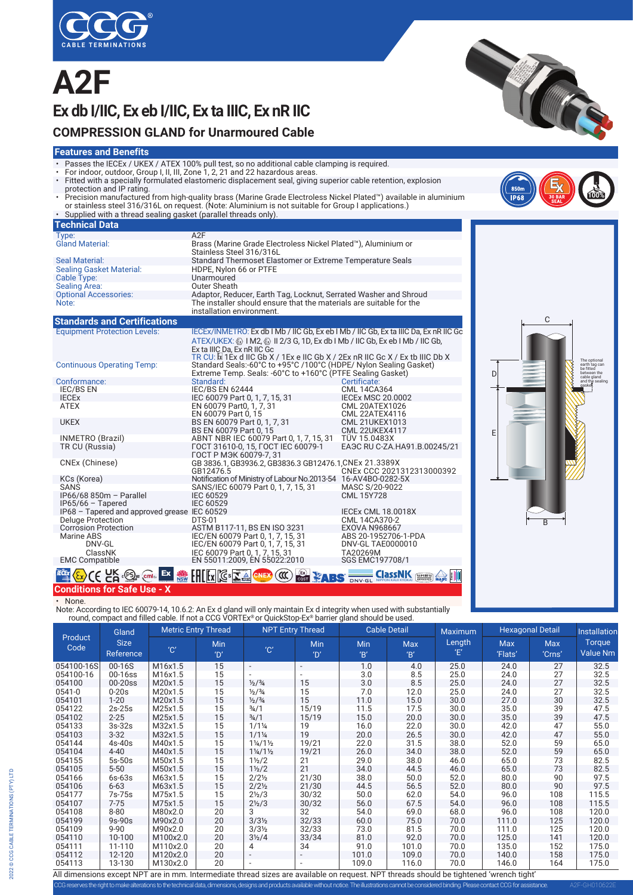# A2F

## Ex db I/IIC, Ex eb I/IIC, Ex ta IIIC, Ex nR IIC

## COMPRESSION GLAND for Unarmoured Cable

### Features and Benefits

- Passes the IECEx / UKEX / ATEX 100% pull test, so no additional cable clamping is required.
- For indoor, outdoor, Group I, II, III, Zone 1, 2, 21 and 22 hazardous areas.
- Fitted with a specially formulated elastomeric displacement seal, giving superior cable retention, explosion protection and IP rating.
- Precision manufactured from high-quality brass (Marine Grade Electroless Nickel Plated™) available in aluminium or stainless steel 316/316L on request. (Note: Aluminium is not suitable for Group I applications.)
- Supplied with a thread sealing gasket (parallel threads only).

### Technical Data

| | |
|---|---|
| Type: | A2F |
| Gland Material: | Brass (Marine Grade Electroless Nickel Plated™), Aluminium or Stainless Steel 316/316L |
| Seal Material: | Standard Thermoset Elastomer or Extreme Temperature Seals |
| Sealing Gasket Material: | HDPE, Nylon 66 or PTFE |
| Cable Type: | Unarmoured |
| Sealing Area: | Outer Sheath |
| Optional Accessories: | Adaptor, Reducer, Earth Tag, Locknut, Serrated Washer and Shroud |
| Note: | The installer should ensure that the materials are suitable for the installation environment. |

### Standards and Certifications

| | | |
|---|---|---|
| Equipment Protection Levels: | IECEx/INMETRO: Ex db I Mb / IIC Gb, Ex eb I Mb / IIC Gb, Ex ta IIIC Da, Ex nR IIC Gc<br>ATEX/UKEX: I M2, II 2/3 G, 1D, Ex db I Mb / IIC Gb, Ex eb I Mb / IIC Gb, Ex ta IIIC Da, Ex nR IIC Gc<br>TR CU: 1Ex d IIC Gb X / 1Ex e IIC Gb X / 2Ex nR IIC Gc X / Ex tb IIIC Db X | |
| Continuous Operating Temp: | Standard Seals:-60°C to +95°C /100°C (HDPE/ Nylon Sealing Gasket)<br>Extreme Temp. Seals: -60°C to +160°C (PTFE Sealing Gasket) | |
| Conformance: | Standard: | Certificate: |
| IEC/BS EN | IEC/BS EN 62444 | CML 14CA364 |
| IECEx | IEC 60079 Part 0, 1, 7, 15, 31 | IECEx MSC 20.0002 |
| ATEX | EN 60079 Part0, 1, 7, 31<br>EN 60079 Part 0, 15 | CML 20ATEX1026<br>CML 22ATEX4116 |
| UKEX | BS EN 60079 Part 0, 1, 7, 31<br>BS EN 60079 Part 0, 15 | CML 21UKEX1013<br>CML 22UKEX4117 |
| INMETRO (Brazil) | ABNT NBR IEC 60079 Part 0, 1, 7, 15, 31 | TÜV 15.0483X |
| TR CU (Russia) | ГОСТ 31610-0, 15, ГОСТ IEC 60079-1<br>ГОСТ Р МЭК 60079-7, 31 | ЕАЭС RU C-ZA.HA91.B.00245/21 |
| CNEx (Chinese) | GB 3836.1, GB3936.2, GB3836.3 GB12476.1,<br>GB12476.5 | CNEx 21.3389X<br>CNEx CCC 2021312313000392 |
| KCs (Korea) | Notification of Ministry of Labour No.2013-54 | 16-AV4BO-0282-5X |
| SANS | SANS/IEC 60079 Part 0, 1, 7, 15, 31 | MASC S/20-9022 |
| IP66/68 850m – Parallel | IEC 60529 | CML 15Y728 |
| IP65/66 – Tapered | IEC 60529 | |
| IP68 – Tapered and approved grease | IEC 60529 | IECEx CML 18.0018X |
| Deluge Protection | DTS-01 | CML 14CA370-2 |
| Corrosion Protection | ASTM B117-11, BS EN ISO 3231 | EXOVA N968667 |
| Marine ABS | IEC/EN 60079 Part 0, 1, 7, 15, 31 | ABS 20-1952706-1-PDA |
| DNV-GL | IEC/EN 60079 Part 0, 1, 7, 15, 31 | DNV-GL TAE0000010 |
| ClassNK | IEC 60079 Part 0, 1, 7, 15, 31 | TA20269M |
| EMC Compatible | EN 55011:2009, EN 55022:2010 | SGS EMC197708/1 |

The optional earth tag can be fitted between the cable gland and the sealing gasket

### Conditions for Safe Use - X

- None.

Note: According to IEC 60079-14, 10.6.2: An Ex d gland will only maintain Ex d integrity when used with substantially round, compact and filled cable. If not a CCG VORTEx® or QuickStop-Ex® barrier gland should be used.

| Product Code | Gland Size Reference | Metric Entry Thread | | NPT Entry Thread | | Cable Detail | | Maximum Length 'E' | Hexagonal Detail | | Installation Torque Value Nm |
|---|---|---|---|---|---|---|---|---|---|---|---|
| | | 'C' | Min 'D' | 'C' | Min 'D' | Min 'B' | Max 'B' | | Max 'Flats' | Max 'Crns' | |
| 054100-16S | 00-16S | M16x1.5 | 15 | - | - | 1.0 | 4.0 | 25.0 | 24.0 | 27 | 32.5 |
| 054100-16 | 00-16ss | M16x1.5 | 15 | - | - | 3.0 | 8.5 | 25.0 | 24.0 | 27 | 32.5 |
| 054100 | 00-20ss | M20x1.5 | 15 | ½/¾ | 15 | 3.0 | 8.5 | 25.0 | 24.0 | 27 | 32.5 |
| 0541-0 | 0-20s | M20x1.5 | 15 | ½/¾ | 15 | 7.0 | 12.0 | 25.0 | 24.0 | 27 | 32.5 |
| 054101 | 1-20 | M20x1.5 | 15 | ½/¾ | 15 | 11.0 | 15.0 | 30.0 | 27.0 | 30 | 32.5 |
| 054122 | 2s-25s | M25x1.5 | 15 | ¾/1 | 15/19 | 11.5 | 17.5 | 30.0 | 35.0 | 39 | 47.5 |
| 054102 | 2-25 | M25x1.5 | 15 | ¾/1 | 15/19 | 15.0 | 20.0 | 30.0 | 35.0 | 39 | 47.5 |
| 054133 | 3s-32s | M32x1.5 | 15 | 1/1¼ | 19 | 16.0 | 22.0 | 30.0 | 42.0 | 47 | 55.0 |
| 054103 | 3-32 | M32x1.5 | 15 | 1/1¼ | 19 | 20.0 | 26.5 | 30.0 | 42.0 | 47 | 55.0 |
| 054144 | 4s-40s | M40x1.5 | 15 | 1¼/1½ | 19/21 | 22.0 | 31.5 | 38.0 | 52.0 | 59 | 65.0 |
| 054104 | 4-40 | M40x1.5 | 15 | 1¼/1½ | 19/21 | 26.0 | 34.0 | 38.0 | 52.0 | 59 | 65.0 |
| 054155 | 5s-50s | M50x1.5 | 15 | 1½/2 | 21 | 29.0 | 38.0 | 46.0 | 65.0 | 73 | 82.5 |
| 054105 | 5-50 | M50x1.5 | 15 | 1½/2 | 21 | 34.0 | 44.5 | 46.0 | 65.0 | 73 | 82.5 |
| 054166 | 6s-63s | M63x1.5 | 15 | 2/2½ | 21/30 | 38.0 | 50.0 | 52.0 | 80.0 | 90 | 97.5 |
| 054106 | 6-63 | M63x1.5 | 15 | 2/2½ | 21/30 | 44.5 | 56.5 | 52.0 | 80.0 | 90 | 97.5 |
| 054177 | 7s-75s | M75x1.5 | 15 | 2½/3 | 30/32 | 50.0 | 62.0 | 54.0 | 96.0 | 108 | 115.5 |
| 054107 | 7-75 | M75x1.5 | 15 | 2½/3 | 30/32 | 56.0 | 67.5 | 54.0 | 96.0 | 108 | 115.5 |
| 054108 | 8-80 | M80x2.0 | 20 | 3 | 32 | 54.0 | 69.0 | 68.0 | 96.0 | 108 | 120.0 |
| 054199 | 9s-90s | M90x2.0 | 20 | 3/3½ | 32/33 | 60.0 | 75.0 | 70.0 | 111.0 | 125 | 120.0 |
| 054109 | 9-90 | M90x2.0 | 20 | 3/3½ | 32/33 | 73.0 | 81.5 | 70.0 | 111.0 | 125 | 120.0 |
| 054110 | 10-100 | M100x2.0 | 20 | 3½/4 | 33/34 | 81.0 | 92.0 | 70.0 | 125.0 | 141 | 120.0 |
| 054111 | 11-110 | M110x2.0 | 20 | 4 | 34 | 91.0 | 101.0 | 70.0 | 135.0 | 152 | 175.0 |
| 054112 | 12-120 | M120x2.0 | 20 | - | - | 101.0 | 109.0 | 70.0 | 140.0 | 158 | 175.0 |
| 054113 | 13-130 | M130x2.0 | 20 | - | - | 109.0 | 116.0 | 70.0 | 146.0 | 164 | 175.0 |

All dimensions except NPT are in mm. Intermediate thread sizes are available on request. NPT threads should be tightened 'wrench tight'

CCG reserves the right to make alterations to the technical data, dimensions, designs and products available without notice. The illustrations cannot be considered binding. Please contact CCG for assistance.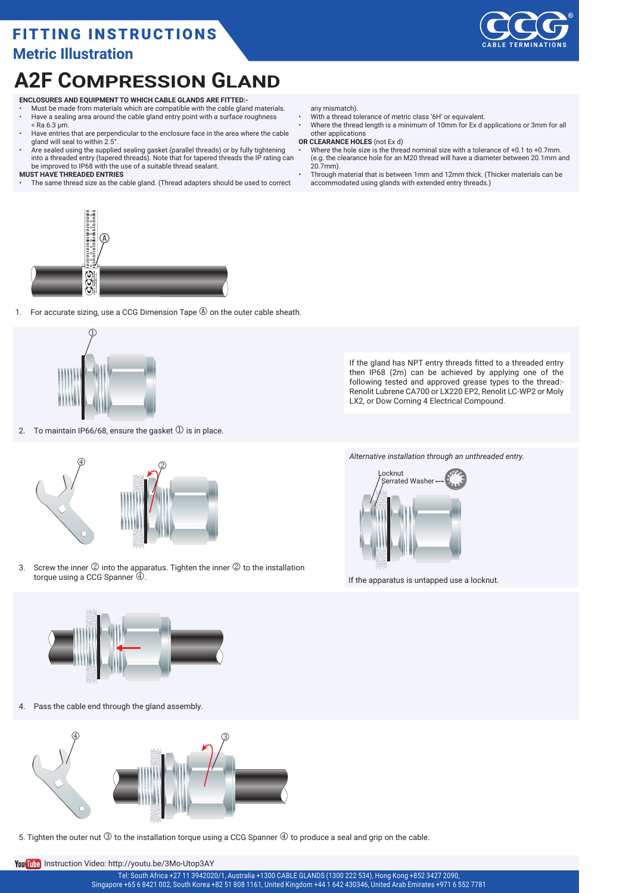# FITTING INSTRUCTIONS

## Metric Illustration

# A2F Compression Gland

**ENCLOSURES AND EQUIPMENT TO WHICH CABLE GLANDS ARE FITTED:-**

- Must be made from materials which are compatible with the cable gland materials.
- Have a sealing area around the cable gland entry point with a surface roughness < Ra 6.3 µm.
- Have entries that are perpendicular to the enclosure face in the area where the cable gland will seal to within 2.5°.
- Are sealed using the supplied sealing gasket (parallel threads) or by fully tightening into a threaded entry (tapered threads). Note that for tapered threads the IP rating can be improved to IP68 with the use of a suitable thread sealant.

**MUST HAVE THREADED ENTRIES**

- The same thread size as the cable gland. (Thread adapters should be used to correct any mismatch).
- With a thread tolerance of metric class '6H' or equivalent.
- Where the thread length is a minimum of 10mm for Ex d applications or 3mm for all other applications

**OR CLEARANCE HOLES** (not Ex d)

- Where the hole size is the thread nominal size with a tolerance of +0.1 to +0.7mm. (e.g. the clearance hole for an M20 thread will have a diameter between 20.1mm and 20.7mm).
- Through material that is between 1mm and 12mm thick. (Thicker materials can be accommodated using glands with extended entry threads.)

Ⓐ

1. For accurate sizing, use a CCG Dimension Tape Ⓐ on the outer cable sheath.

①

2. To maintain IP66/68, ensure the gasket ① is in place.

If the gland has NPT entry threads fitted to a threaded entry then IP68 (2m) can be achieved by applying one of the following tested and approved grease types to the thread:- Renolit Lubrene CA700 or LX220 EP2, Renolit LC-WP2 or Moly LX2, or Dow Corning 4 Electrical Compound.

④ ②

3. Screw the inner ② into the apparatus. Tighten the inner ② to the installation torque using a CCG Spanner ④.

*Alternative installation through an unthreaded entry.*

Locknut

Serrated Washer

If the apparatus is untapped use a locknut.

4. Pass the cable end through the gland assembly.

④ ③

5. Tighten the outer nut ③ to the installation torque using a CCG Spanner ④ to produce a seal and grip on the cable.

Instruction Video: http://youtu.be/3Mo-Utop3AY

Tel: South Africa +27 11 3942020/1, Australia +1300 CABLE GLANDS (1300 222 534), Hong Kong +852 3427 2090, Singapore +65 6 8421 002, South Korea +82 51 808 1161, United Kingdom +44 1 642 430346, United Arab Emirates +971 6 552 7781